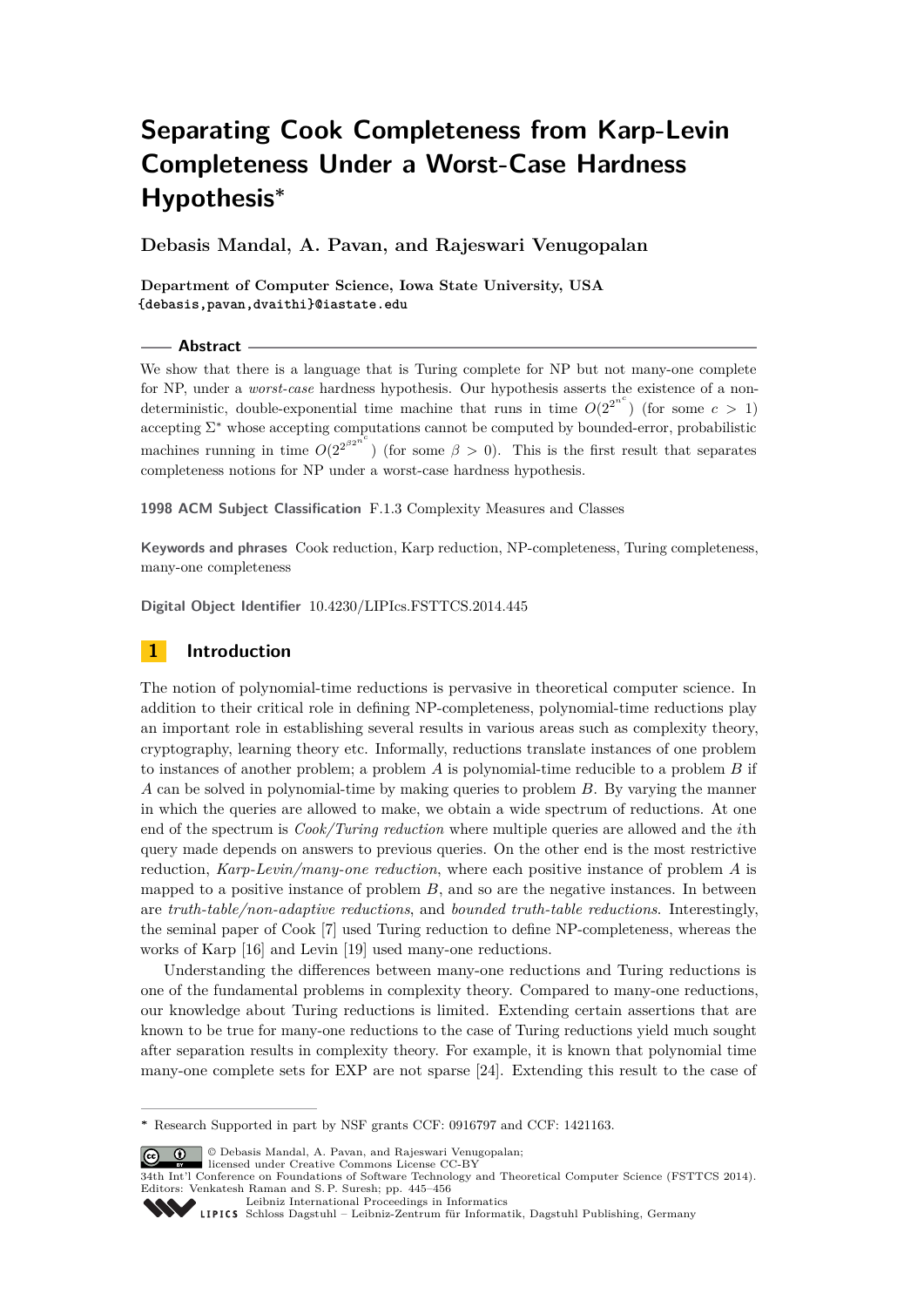# Separating Cook Completeness from Karp-Levin Completeness Under a Worst-Case Hardness Hypothesis*

**Debasis Mandal, A. Pavan, and Rajeswari Venugopalan**

**Department of Computer Science, Iowa State University, USA**
**{debasis,pavan,dvaithi}@iastate.edu**

## Abstract

We show that there is a language that is Turing complete for NP but not many-one complete for NP, under a *worst-case* hardness hypothesis. Our hypothesis asserts the existence of a non-deterministic, double-exponential time machine that runs in time $O(2^{2^{n^c}})$ (for some $c > 1$) accepting $\Sigma^*$ whose accepting computations cannot be computed by bounded-error, probabilistic machines running in time $O(2^{2^{\beta 2^{n^c}}})$ (for some $\beta > 0$). This is the first result that separates completeness notions for NP under a worst-case hardness hypothesis.

**1998 ACM Subject Classification** F.1.3 Complexity Measures and Classes

**Keywords and phrases** Cook reduction, Karp reduction, NP-completeness, Turing completeness, many-one completeness

**Digital Object Identifier** 10.4230/LIPIcs.FSTTCS.2014.445

## 1 Introduction

The notion of polynomial-time reductions is pervasive in theoretical computer science. In addition to their critical role in defining NP-completeness, polynomial-time reductions play an important role in establishing several results in various areas such as complexity theory, cryptography, learning theory etc. Informally, reductions translate instances of one problem to instances of another problem; a problem $A$ is polynomial-time reducible to a problem $B$ if $A$ can be solved in polynomial-time by making queries to problem $B$. By varying the manner in which the queries are allowed to make, we obtain a wide spectrum of reductions. At one end of the spectrum is *Cook/Turing reduction* where multiple queries are allowed and the $i$th query made depends on answers to previous queries. On the other end is the most restrictive reduction, *Karp-Levin/many-one reduction*, where each positive instance of problem $A$ is mapped to a positive instance of problem $B$, and so are the negative instances. In between are *truth-table/non-adaptive reductions*, and *bounded truth-table reductions*. Interestingly, the seminal paper of Cook [7] used Turing reduction to define NP-completeness, whereas the works of Karp [16] and Levin [19] used many-one reductions.

Understanding the differences between many-one reductions and Turing reductions is one of the fundamental problems in complexity theory. Compared to many-one reductions, our knowledge about Turing reductions is limited. Extending certain assertions that are known to be true for many-one reductions to the case of Turing reductions yield much sought after separation results in complexity theory. For example, it is known that polynomial time many-one complete sets for EXP are not sparse [24]. Extending this result to the case of

* Research Supported in part by NSF grants CCF: 0916797 and CCF: 1421163.

© Debasis Mandal, A. Pavan, and Rajeswari Venugopalan; licensed under Creative Commons License CC-BY
34th Int'l Conference on Foundations of Software Technology and Theoretical Computer Science (FSTTCS 2014).
Editors: Venkatesh Raman and S. P. Suresh; pp. 445–456
Leibniz International Proceedings in Informatics
Schloss Dagstuhl – Leibniz-Zentrum für Informatik, Dagstuhl Publishing, Germany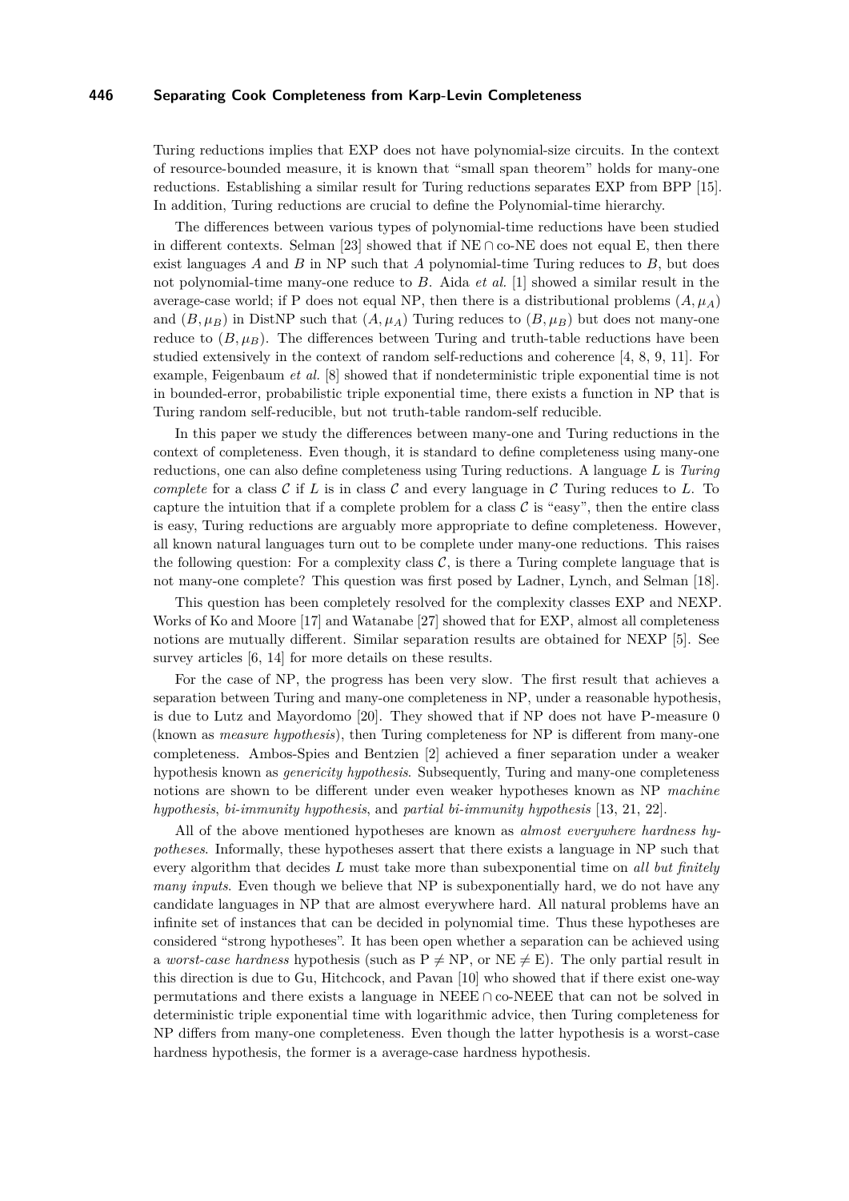Turing reductions implies that EXP does not have polynomial-size circuits. In the context of resource-bounded measure, it is known that "small span theorem" holds for many-one reductions. Establishing a similar result for Turing reductions separates EXP from BPP [15]. In addition, Turing reductions are crucial to define the Polynomial-time hierarchy.

The differences between various types of polynomial-time reductions have been studied in different contexts. Selman [23] showed that if NE ∩ co-NE does not equal E, then there exist languages $A$ and $B$ in NP such that $A$ polynomial-time Turing reduces to $B$, but does not polynomial-time many-one reduce to $B$. Aida *et al.* [1] showed a similar result in the average-case world; if P does not equal NP, then there is a distributional problems $(A, \mu_A)$ and $(B, \mu_B)$ in DistNP such that $(A, \mu_A)$ Turing reduces to $(B, \mu_B)$ but does not many-one reduce to $(B, \mu_B)$. The differences between Turing and truth-table reductions have been studied extensively in the context of random self-reductions and coherence [4, 8, 9, 11]. For example, Feigenbaum *et al.* [8] showed that if nondeterministic triple exponential time is not in bounded-error, probabilistic triple exponential time, there exists a function in NP that is Turing random self-reducible, but not truth-table random-self reducible.

In this paper we study the differences between many-one and Turing reductions in the context of completeness. Even though, it is standard to define completeness using many-one reductions, one can also define completeness using Turing reductions. A language $L$ is *Turing complete* for a class $\mathcal{C}$ if $L$ is in class $\mathcal{C}$ and every language in $\mathcal{C}$ Turing reduces to $L$. To capture the intuition that if a complete problem for a class $\mathcal{C}$ is "easy", then the entire class is easy, Turing reductions are arguably more appropriate to define completeness. However, all known natural languages turn out to be complete under many-one reductions. This raises the following question: For a complexity class $\mathcal{C}$, is there a Turing complete language that is not many-one complete? This question was first posed by Ladner, Lynch, and Selman [18].

This question has been completely resolved for the complexity classes EXP and NEXP. Works of Ko and Moore [17] and Watanabe [27] showed that for EXP, almost all completeness notions are mutually different. Similar separation results are obtained for NEXP [5]. See survey articles [6, 14] for more details on these results.

For the case of NP, the progress has been very slow. The first result that achieves a separation between Turing and many-one completeness in NP, under a reasonable hypothesis, is due to Lutz and Mayordomo [20]. They showed that if NP does not have P-measure 0 (known as *measure hypothesis*), then Turing completeness for NP is different from many-one completeness. Ambos-Spies and Bentzien [2] achieved a finer separation under a weaker hypothesis known as *genericity hypothesis*. Subsequently, Turing and many-one completeness notions are shown to be different under even weaker hypotheses known as NP *machine hypothesis*, *bi-immunity hypothesis*, and *partial bi-immunity hypothesis* [13, 21, 22].

All of the above mentioned hypotheses are known as *almost everywhere hardness hypotheses*. Informally, these hypotheses assert that there exists a language in NP such that every algorithm that decides $L$ must take more than subexponential time on *all but finitely many inputs*. Even though we believe that NP is subexponentially hard, we do not have any candidate languages in NP that are almost everywhere hard. All natural problems have an infinite set of instances that can be decided in polynomial time. Thus these hypotheses are considered "strong hypotheses". It has been open whether a separation can be achieved using a *worst-case hardness* hypothesis (such as P ≠ NP, or NE ≠ E). The only partial result in this direction is due to Gu, Hitchcock, and Pavan [10] who showed that if there exist one-way permutations and there exists a language in NEEE ∩ co-NEEE that can not be solved in deterministic triple exponential time with logarithmic advice, then Turing completeness for NP differs from many-one completeness. Even though the latter hypothesis is a worst-case hardness hypothesis, the former is a average-case hardness hypothesis.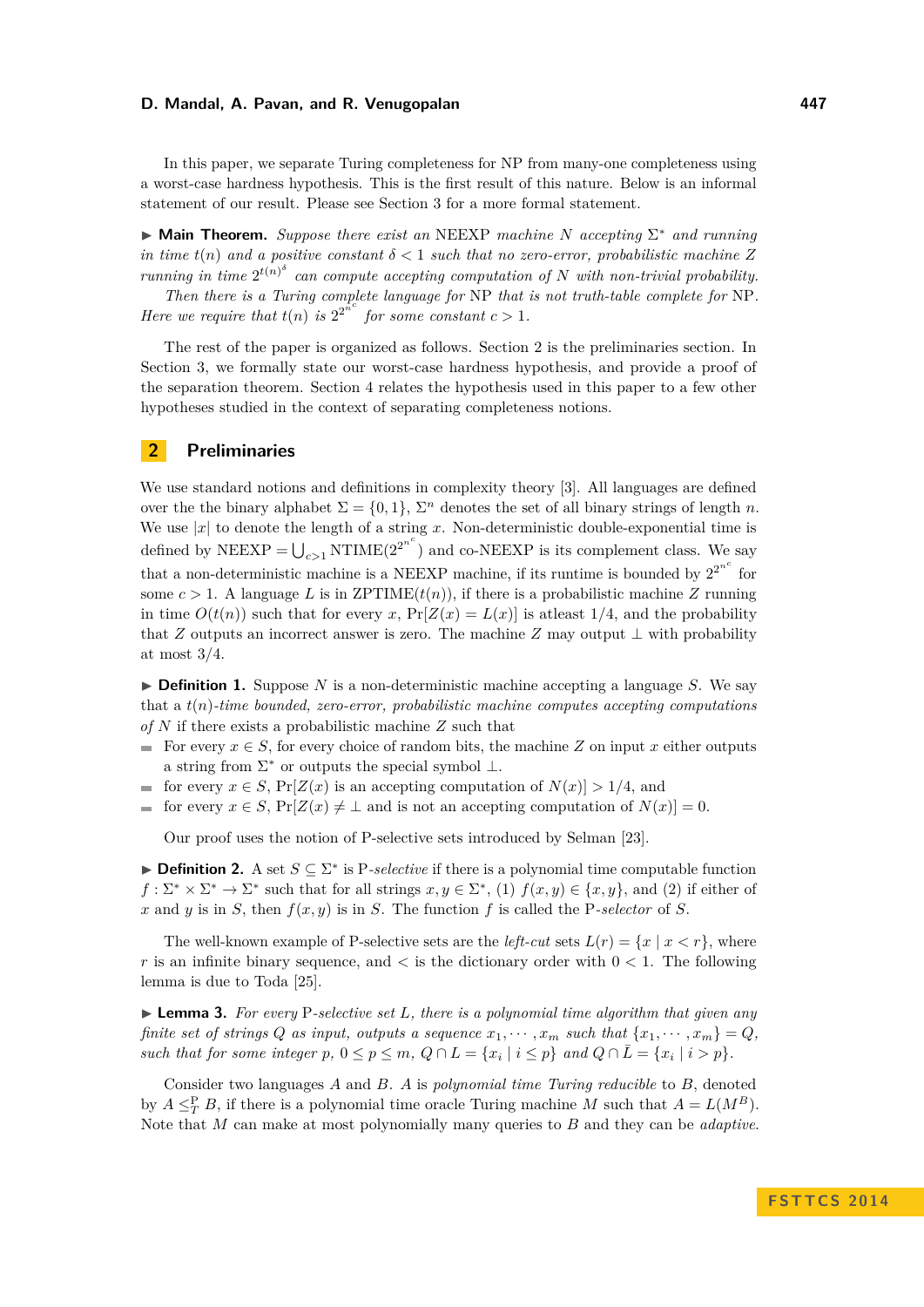In this paper, we separate Turing completeness for NP from many-one completeness using a worst-case hardness hypothesis. This is the first result of this nature. Below is an informal statement of our result. Please see Section 3 for a more formal statement.

▶ **Main Theorem.** *Suppose there exist an* NEEXP *machine $N$ accepting $\Sigma^*$ and running in time $t(n)$ and a positive constant $\delta < 1$ such that no zero-error, probabilistic machine $Z$ running in time $2^{t(n)^\delta}$ can compute accepting computation of $N$ with non-trivial probability.*

*Then there is a Turing complete language for* NP *that is not truth-table complete for* NP*. Here we require that $t(n)$ is $2^{2^{n^c}}$ for some constant $c > 1$.*

The rest of the paper is organized as follows. Section 2 is the preliminaries section. In Section 3, we formally state our worst-case hardness hypothesis, and provide a proof of the separation theorem. Section 4 relates the hypothesis used in this paper to a few other hypotheses studied in the context of separating completeness notions.

## 2 Preliminaries

We use standard notions and definitions in complexity theory [3]. All languages are defined over the the binary alphabet $\Sigma = \{0, 1\}$, $\Sigma^n$ denotes the set of all binary strings of length $n$. We use $|x|$ to denote the length of a string $x$. Non-deterministic double-exponential time is defined by $\text{NEEXP} = \bigcup_{c>1} \text{NTIME}(2^{2^{n^c}})$ and co-NEEXP is its complement class. We say that a non-deterministic machine is a NEEXP machine, if its runtime is bounded by $2^{2^{n^c}}$ for some $c > 1$. A language $L$ is in ZPTIME$(t(n))$, if there is a probabilistic machine $Z$ running in time $O(t(n))$ such that for every $x$, $\Pr[Z(x) = L(x)]$ is atleast $1/4$, and the probability that $Z$ outputs an incorrect answer is zero. The machine $Z$ may output $\perp$ with probability at most $3/4$.

▶ **Definition 1.** Suppose $N$ is a non-deterministic machine accepting a language $S$. We say that a *$t(n)$-time bounded, zero-error, probabilistic machine computes accepting computations of $N$* if there exists a probabilistic machine $Z$ such that

- For every $x \in S$, for every choice of random bits, the machine $Z$ on input $x$ either outputs a string from $\Sigma^*$ or outputs the special symbol $\perp$.
- for every $x \in S$, $\Pr[Z(x)$ is an accepting computation of $N(x)] > 1/4$, and
- for every $x \in S$, $\Pr[Z(x) \neq \perp$ and is not an accepting computation of $N(x)] = 0$.

Our proof uses the notion of P-selective sets introduced by Selman [23].

▶ **Definition 2.** A set $S \subseteq \Sigma^*$ is P*-selective* if there is a polynomial time computable function $f : \Sigma^* \times \Sigma^* \to \Sigma^*$ such that for all strings $x, y \in \Sigma^*$, (1) $f(x, y) \in \{x, y\}$, and (2) if either of $x$ and $y$ is in $S$, then $f(x, y)$ is in $S$. The function $f$ is called the P*-selector* of $S$.

The well-known example of P-selective sets are the *left-cut* sets $L(r) = \{x \mid x < r\}$, where $r$ is an infinite binary sequence, and $<$ is the dictionary order with $0 < 1$. The following lemma is due to Toda [25].

▶ **Lemma 3.** *For every* P*-selective set $L$, there is a polynomial time algorithm that given any finite set of strings $Q$ as input, outputs a sequence $x_1, \cdots, x_m$ such that $\{x_1, \cdots, x_m\} = Q$, such that for some integer $p$, $0 \leq p \leq m$, $Q \cap L = \{x_i \mid i \leq p\}$ and $Q \cap \bar{L} = \{x_i \mid i > p\}$.*

Consider two languages $A$ and $B$. $A$ is *polynomial time Turing reducible* to $B$, denoted by $A \leq_T^{\text{P}} B$, if there is a polynomial time oracle Turing machine $M$ such that $A = L(M^B)$. Note that $M$ can make at most polynomially many queries to $B$ and they can be *adaptive*.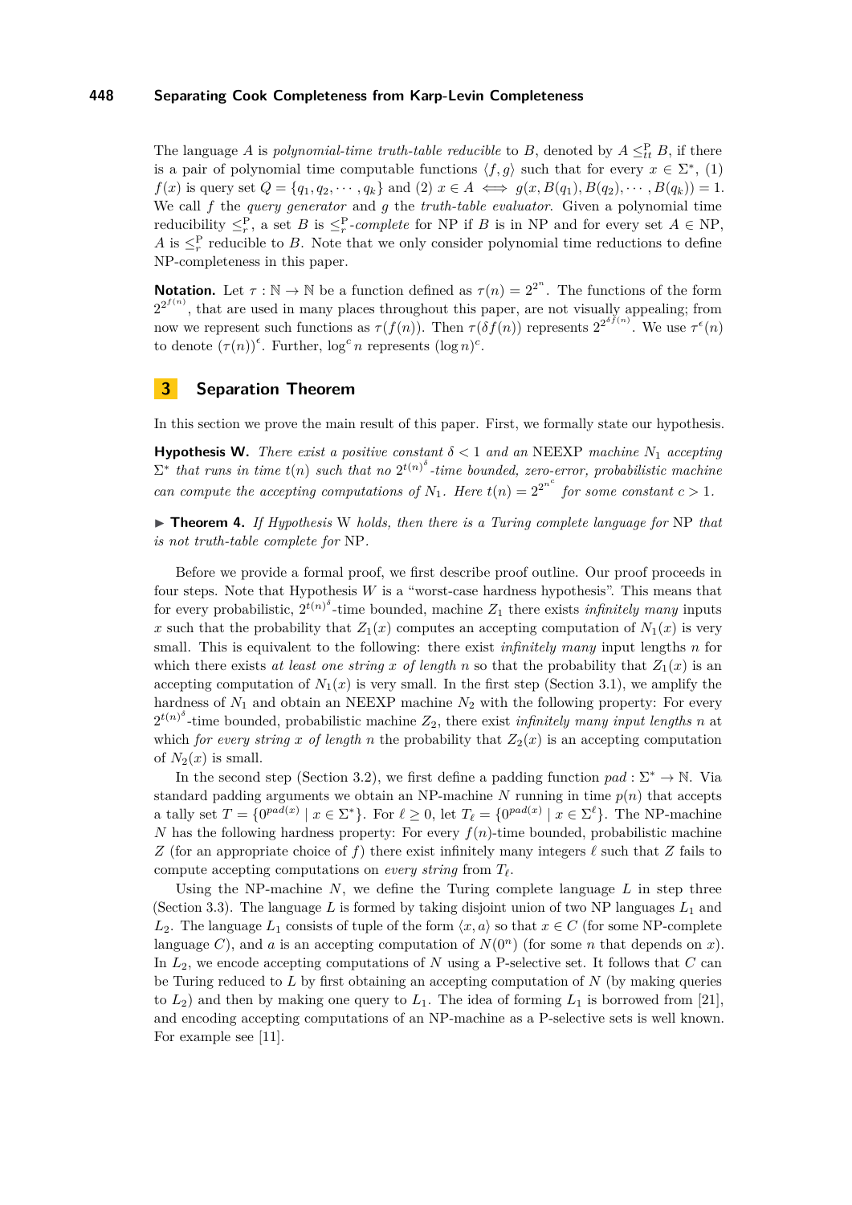The language $A$ is *polynomial-time truth-table reducible* to $B$, denoted by $A \leq_{tt}^{\mathrm{P}} B$, if there is a pair of polynomial time computable functions $\langle f, g\rangle$ such that for every $x \in \Sigma^*$, (1) $f(x)$ is query set $Q = \{q_1, q_2, \cdots, q_k\}$ and (2) $x \in A \iff g(x, B(q_1), B(q_2), \cdots, B(q_k)) = 1$. We call $f$ the *query generator* and $g$ the *truth-table evaluator*. Given a polynomial time reducibility $\leq_r^{\mathrm{P}}$, a set $B$ is $\leq_r^{\mathrm{P}}$*-complete* for NP if $B$ is in NP and for every set $A \in$ NP, $A$ is $\leq_r^{\mathrm{P}}$ reducible to $B$. Note that we only consider polynomial time reductions to define NP-completeness in this paper.

**Notation.** Let $\tau : \mathbb{N} \to \mathbb{N}$ be a function defined as $\tau(n) = 2^{2^n}$. The functions of the form $2^{2^{f(n)}}$, that are used in many places throughout this paper, are not visually appealing; from now we represent such functions as $\tau(f(n))$. Then $\tau(\delta f(n))$ represents $2^{2^{\delta f(n)}}$. We use $\tau^\epsilon(n)$ to denote $(\tau(n))^\epsilon$. Further, $\log^c n$ represents $(\log n)^c$.

## 3 Separation Theorem

In this section we prove the main result of this paper. First, we formally state our hypothesis.

**Hypothesis W.** *There exist a positive constant $\delta < 1$ and an* NEEXP *machine $N_1$ accepting $\Sigma^*$ that runs in time $t(n)$ such that no $2^{t(n)^\delta}$-time bounded, zero-error, probabilistic machine can compute the accepting computations of $N_1$. Here $t(n) = 2^{2^{n^c}}$ for some constant $c > 1$.*

▶ **Theorem 4.** *If Hypothesis* W *holds, then there is a Turing complete language for* NP *that is not truth-table complete for* NP*.*

Before we provide a formal proof, we first describe proof outline. Our proof proceeds in four steps. Note that Hypothesis $W$ is a "worst-case hardness hypothesis". This means that for every probabilistic, $2^{t(n)^\delta}$-time bounded, machine $Z_1$ there exists *infinitely* many inputs $x$ such that the probability that $Z_1(x)$ computes an accepting computation of $N_1(x)$ is very small. This is equivalent to the following: there exist *infinitely* many input lengths $n$ for which there exists *at least one string $x$ of length $n$* so that the probability that $Z_1(x)$ is an accepting computation of $N_1(x)$ is very small. In the first step (Section 3.1), we amplify the hardness of $N_1$ and obtain an NEEXP machine $N_2$ with the following property: For every $2^{t(n)^\delta}$-time bounded, probabilistic machine $Z_2$, there exist *infinitely many input lengths* $n$ at which *for every string $x$ of length $n$* the probability that $Z_2(x)$ is an accepting computation of $N_2(x)$ is small.

In the second step (Section 3.2), we first define a padding function $pad : \Sigma^* \to \mathbb{N}$. Via standard padding arguments we obtain an NP-machine $N$ running in time $p(n)$ that accepts a tally set $T = \{0^{pad(x)} \mid x \in \Sigma^*\}$. For $\ell \geq 0$, let $T_\ell = \{0^{pad(x)} \mid x \in \Sigma^\ell\}$. The NP-machine $N$ has the following hardness property: For every $f(n)$-time bounded, probabilistic machine $Z$ (for an appropriate choice of $f$) there exist infinitely many integers $\ell$ such that $Z$ fails to compute accepting computations on *every string* from $T_\ell$.

Using the NP-machine $N$, we define the Turing complete language $L$ in step three (Section 3.3). The language $L$ is formed by taking disjoint union of two NP languages $L_1$ and $L_2$. The language $L_1$ consists of tuple of the form $\langle x, a\rangle$ so that $x \in C$ (for some NP-complete language $C$), and $a$ is an accepting computation of $N(0^n)$ (for some $n$ that depends on $x$). In $L_2$, we encode accepting computations of $N$ using a P-selective set. It follows that $C$ can be Turing reduced to $L$ by first obtaining an accepting computation of $N$ (by making queries to $L_2$) and then by making one query to $L_1$. The idea of forming $L_1$ is borrowed from [21], and encoding accepting computations of an NP-machine as a P-selective sets is well known. For example see [11].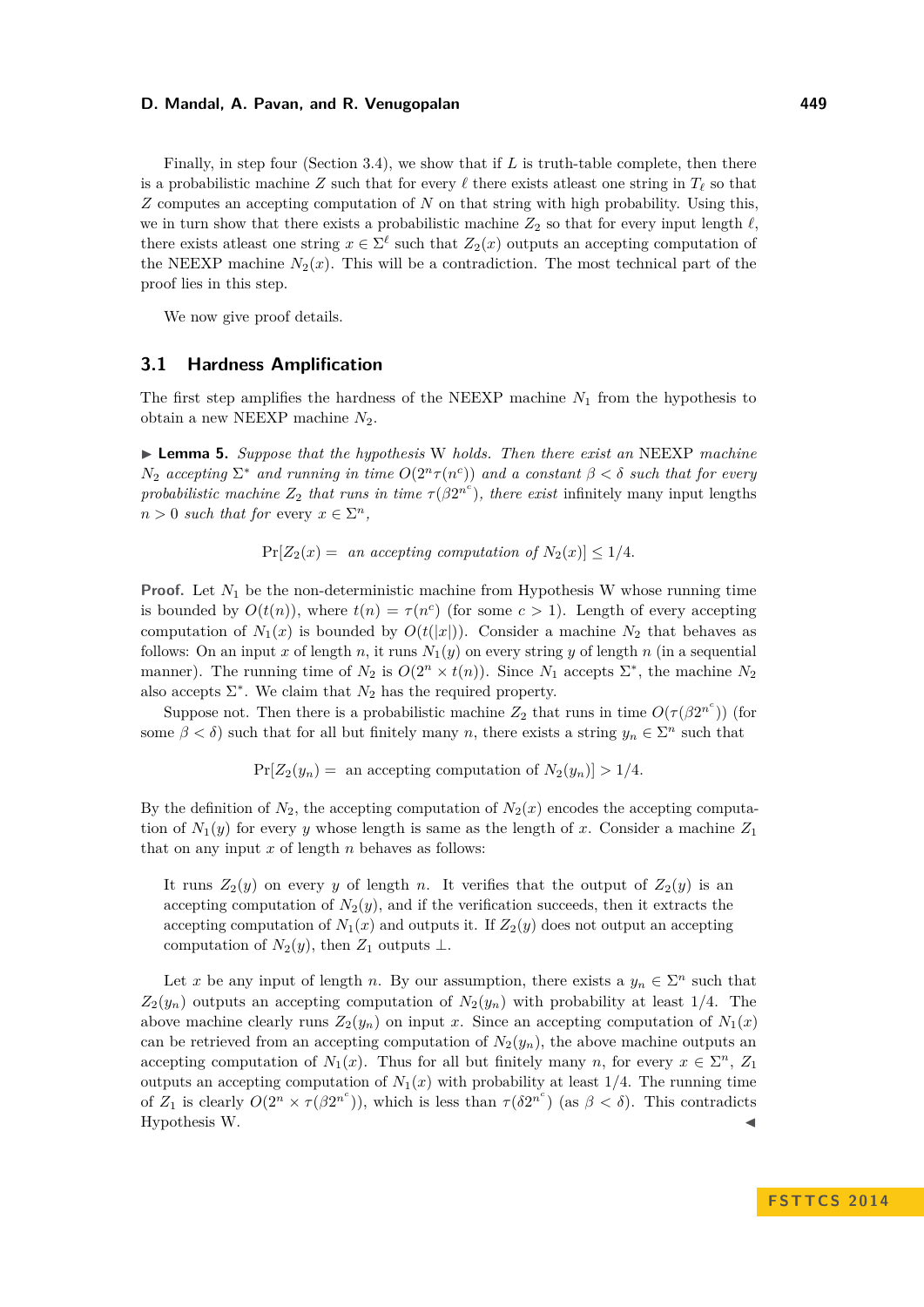Finally, in step four (Section 3.4), we show that if $L$ is truth-table complete, then there is a probabilistic machine $Z$ such that for every $\ell$ there exists atleast one string in $T_\ell$ so that $Z$ computes an accepting computation of $N$ on that string with high probability. Using this, we in turn show that there exists a probabilistic machine $Z_2$ so that for every input length $\ell$, there exists atleast one string $x \in \Sigma^\ell$ such that $Z_2(x)$ outputs an accepting computation of the NEEXP machine $N_2(x)$. This will be a contradiction. The most technical part of the proof lies in this step.

We now give proof details.

## 3.1 Hardness Amplification

The first step amplifies the hardness of the NEEXP machine $N_1$ from the hypothesis to obtain a new NEEXP machine $N_2$.

▶ **Lemma 5.** *Suppose that the hypothesis* W *holds. Then there exist an* NEEXP *machine $N_2$ accepting $\Sigma^*$ and running in time $O(2^n\tau(n^c))$ and a constant $\beta < \delta$ such that for every probabilistic machine $Z_2$ that runs in time $\tau(\beta 2^{n^c})$, there exist* infinitely many *input lengths $n > 0$ such that for* every *$x \in \Sigma^n$,*

$$\Pr[Z_2(x) = \text{ an accepting computation of } N_2(x)] \leq 1/4.$$

**Proof.** Let $N_1$ be the non-deterministic machine from Hypothesis W whose running time is bounded by $O(t(n))$, where $t(n) = \tau(n^c)$ (for some $c > 1$). Length of every accepting computation of $N_1(x)$ is bounded by $O(t(|x|))$. Consider a machine $N_2$ that behaves as follows: On an input $x$ of length $n$, it runs $N_1(y)$ on every string $y$ of length $n$ (in a sequential manner). The running time of $N_2$ is $O(2^n \times t(n))$. Since $N_1$ accepts $\Sigma^*$, the machine $N_2$ also accepts $\Sigma^*$. We claim that $N_2$ has the required property.

Suppose not. Then there is a probabilistic machine $Z_2$ that runs in time $O(\tau(\beta 2^{n^c}))$ (for some $\beta < \delta$) such that for all but finitely many $n$, there exists a string $y_n \in \Sigma^n$ such that

$$\Pr[Z_2(y_n) = \text{ an accepting computation of } N_2(y_n)] > 1/4.$$

By the definition of $N_2$, the accepting computation of $N_2(x)$ encodes the accepting computation of $N_1(y)$ for every $y$ whose length is same as the length of $x$. Consider a machine $Z_1$ that on any input $x$ of length $n$ behaves as follows:

> It runs $Z_2(y)$ on every $y$ of length $n$. It verifies that the output of $Z_2(y)$ is an accepting computation of $N_2(y)$, and if the verification succeeds, then it extracts the accepting computation of $N_1(x)$ and outputs it. If $Z_2(y)$ does not output an accepting computation of $N_2(y)$, then $Z_1$ outputs $\perp$.

Let $x$ be any input of length $n$. By our assumption, there exists a $y_n \in \Sigma^n$ such that $Z_2(y_n)$ outputs an accepting computation of $N_2(y_n)$ with probability at least $1/4$. The above machine clearly runs $Z_2(y_n)$ on input $x$. Since an accepting computation of $N_1(x)$ can be retrieved from an accepting computation of $N_2(y_n)$, the above machine outputs an accepting computation of $N_1(x)$. Thus for all but finitely many $n$, for every $x \in \Sigma^n$, $Z_1$ outputs an accepting computation of $N_1(x)$ with probability at least $1/4$. The running time of $Z_1$ is clearly $O(2^n \times \tau(\beta 2^{n^c}))$, which is less than $\tau(\delta 2^{n^c})$ (as $\beta < \delta$). This contradicts Hypothesis W. ◀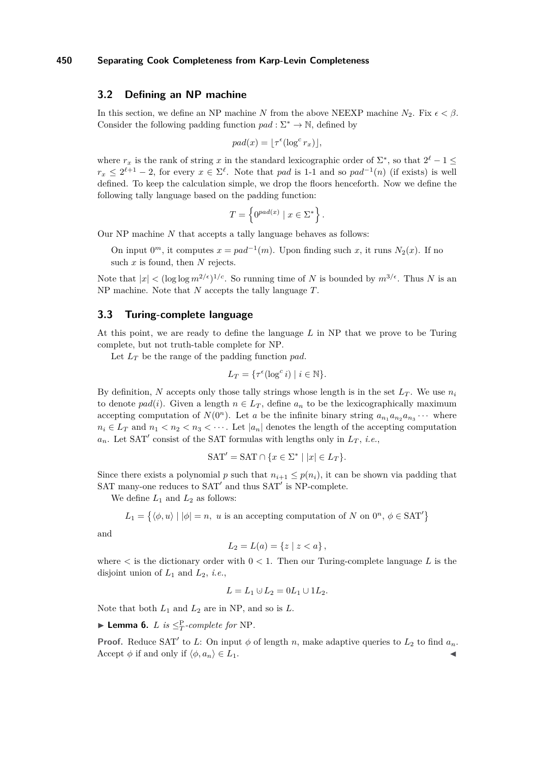### 3.2 Defining an NP machine

In this section, we define an NP machine $N$ from the above NEEXP machine $N_2$. Fix $\epsilon < \beta$. Consider the following padding function $pad : \Sigma^* \to \mathbb{N}$, defined by

$$pad(x) = \lfloor \tau^{\epsilon}(\log^c r_x) \rfloor,$$

where $r_x$ is the rank of string $x$ in the standard lexicographic order of $\Sigma^*$, so that $2^\ell - 1 \leq r_x \leq 2^{\ell+1} - 2$, for every $x \in \Sigma^\ell$. Note that $pad$ is 1-1 and so $pad^{-1}(n)$ (if exists) is well defined. To keep the calculation simple, we drop the floors henceforth. Now we define the following tally language based on the padding function:

$$T = \left\{ 0^{pad(x)} \mid x \in \Sigma^* \right\}.$$

Our NP machine $N$ that accepts a tally language behaves as follows:

> On input $0^m$, it computes $x = pad^{-1}(m)$. Upon finding such $x$, it runs $N_2(x)$. If no such $x$ is found, then $N$ rejects.

Note that $|x| < (\log \log m^{2/\epsilon})^{1/c}$. So running time of $N$ is bounded by $m^{3/\epsilon}$. Thus $N$ is an NP machine. Note that $N$ accepts the tally language $T$.

### 3.3 Turing-complete language

At this point, we are ready to define the language $L$ in NP that we prove to be Turing complete, but not truth-table complete for NP.

Let $L_T$ be the range of the padding function $pad$.

$$L_T = \{\tau^{\epsilon}(\log^c i) \mid i \in \mathbb{N}\}.$$

By definition, $N$ accepts only those tally strings whose length is in the set $L_T$. We use $n_i$ to denote $pad(i)$. Given a length $n \in L_T$, define $a_n$ to be the lexicographically maximum accepting computation of $N(0^n)$. Let $a$ be the infinite binary string $a_{n_1}a_{n_2}a_{n_3}\cdots$ where $n_i \in L_T$ and $n_1 < n_2 < n_3 < \cdots$. Let $|a_n|$ denotes the length of the accepting computation $a_n$. Let SAT$'$ consist of the SAT formulas with lengths only in $L_T$, *i.e.*,

$$\text{SAT}' = \text{SAT} \cap \{x \in \Sigma^* \mid |x| \in L_T\}.$$

Since there exists a polynomial $p$ such that $n_{i+1} \leq p(n_i)$, it can be shown via padding that SAT many-one reduces to SAT$'$ and thus SAT$'$ is NP-complete.

We define $L_1$ and $L_2$ as follows:

$$L_1 = \left\{ \langle \phi, u \rangle \mid |\phi| = n,\ u \text{ is an accepting computation of } N \text{ on } 0^n,\ \phi \in \text{SAT}' \right\}$$

and

$$L_2 = L(a) = \{z \mid z < a\},$$

where $<$ is the dictionary order with $0 < 1$. Then our Turing-complete language $L$ is the disjoint union of $L_1$ and $L_2$, *i.e.*,

$$L = L_1 \uplus L_2 = 0L_1 \cup 1L_2.$$

Note that both $L_1$ and $L_2$ are in NP, and so is $L$.

▶ **Lemma 6.** *$L$ is $\leq_T^{\text{P}}$-complete for* NP.

**Proof.** Reduce SAT$'$ to $L$: On input $\phi$ of length $n$, make adaptive queries to $L_2$ to find $a_n$. Accept $\phi$ if and only if $\langle \phi, a_n \rangle \in L_1$. ◀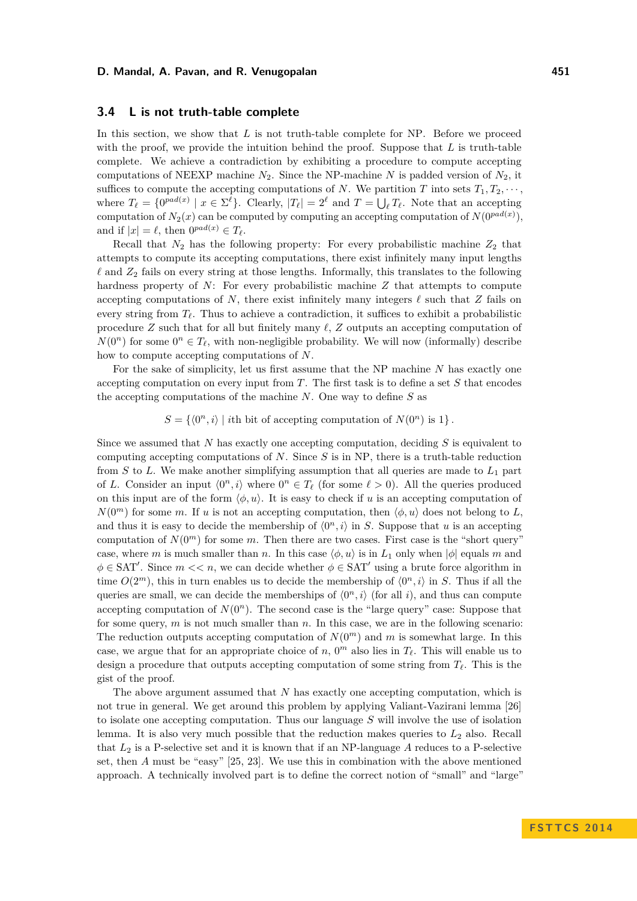### 3.4 L is not truth-table complete

In this section, we show that $L$ is not truth-table complete for NP. Before we proceed with the proof, we provide the intuition behind the proof. Suppose that $L$ is truth-table complete. We achieve a contradiction by exhibiting a procedure to compute accepting computations of NEEXP machine $N_2$. Since the NP-machine $N$ is padded version of $N_2$, it suffices to compute the accepting computations of $N$. We partition $T$ into sets $T_1, T_2, \cdots$, where $T_\ell = \{0^{pad(x)} \mid x \in \Sigma^\ell\}$. Clearly, $|T_\ell| = 2^\ell$ and $T = \bigcup_\ell T_\ell$. Note that an accepting computation of $N_2(x)$ can be computed by computing an accepting computation of $N(0^{pad(x)})$, and if $|x| = \ell$, then $0^{pad(x)} \in T_\ell$.

Recall that $N_2$ has the following property: For every probabilistic machine $Z_2$ that attempts to compute its accepting computations, there exist infinitely many input lengths $\ell$ and $Z_2$ fails on every string at those lengths. Informally, this translates to the following hardness property of $N$: For every probabilistic machine $Z$ that attempts to compute accepting computations of $N$, there exist infinitely many integers $\ell$ such that $Z$ fails on every string from $T_\ell$. Thus to achieve a contradiction, it suffices to exhibit a probabilistic procedure $Z$ such that for all but finitely many $\ell$, $Z$ outputs an accepting computation of $N(0^n)$ for some $0^n \in T_\ell$, with non-negligible probability. We will now (informally) describe how to compute accepting computations of $N$.

For the sake of simplicity, let us first assume that the NP machine $N$ has exactly one accepting computation on every input from $T$. The first task is to define a set $S$ that encodes the accepting computations of the machine $N$. One way to define $S$ as

$$S = \{\langle 0^n, i\rangle \mid i\text{th bit of accepting computation of } N(0^n) \text{ is } 1\}.$$

Since we assumed that $N$ has exactly one accepting computation, deciding $S$ is equivalent to computing accepting computations of $N$. Since $S$ is in NP, there is a truth-table reduction from $S$ to $L$. We make another simplifying assumption that all queries are made to $L_1$ part of $L$. Consider an input $\langle 0^n, i\rangle$ where $0^n \in T_\ell$ (for some $\ell > 0$). All the queries produced on this input are of the form $\langle \phi, u\rangle$. It is easy to check if $u$ is an accepting computation of $N(0^m)$ for some $m$. If $u$ is not an accepting computation, then $\langle \phi, u\rangle$ does not belong to $L$, and thus it is easy to decide the membership of $\langle 0^n, i\rangle$ in $S$. Suppose that $u$ is an accepting computation of $N(0^m)$ for some $m$. Then there are two cases. First case is the "short query" case, where $m$ is much smaller than $n$. In this case $\langle \phi, u\rangle$ is in $L_1$ only when $|\phi|$ equals $m$ and $\phi \in \text{SAT}'$. Since $m << n$, we can decide whether $\phi \in \text{SAT}'$ using a brute force algorithm in time $O(2^m)$, this in turn enables us to decide the membership of $\langle 0^n, i\rangle$ in $S$. Thus if all the queries are small, we can decide the memberships of $\langle 0^n, i\rangle$ (for all $i$), and thus can compute accepting computation of $N(0^n)$. The second case is the "large query" case: Suppose that for some query, $m$ is not much smaller than $n$. In this case, we are in the following scenario: The reduction outputs accepting computation of $N(0^m)$ and $m$ is somewhat large. In this case, we argue that for an appropriate choice of $n$, $0^m$ also lies in $T_\ell$. This will enable us to design a procedure that outputs accepting computation of some string from $T_\ell$. This is the gist of the proof.

The above argument assumed that $N$ has exactly one accepting computation, which is not true in general. We get around this problem by applying Valiant-Vazirani lemma [26] to isolate one accepting computation. Thus our language $S$ will involve the use of isolation lemma. It is also very much possible that the reduction makes queries to $L_2$ also. Recall that $L_2$ is a P-selective set and it is known that if an NP-language $A$ reduces to a P-selective set, then $A$ must be "easy" [25, 23]. We use this in combination with the above mentioned approach. A technically involved part is to define the correct notion of "small" and "large"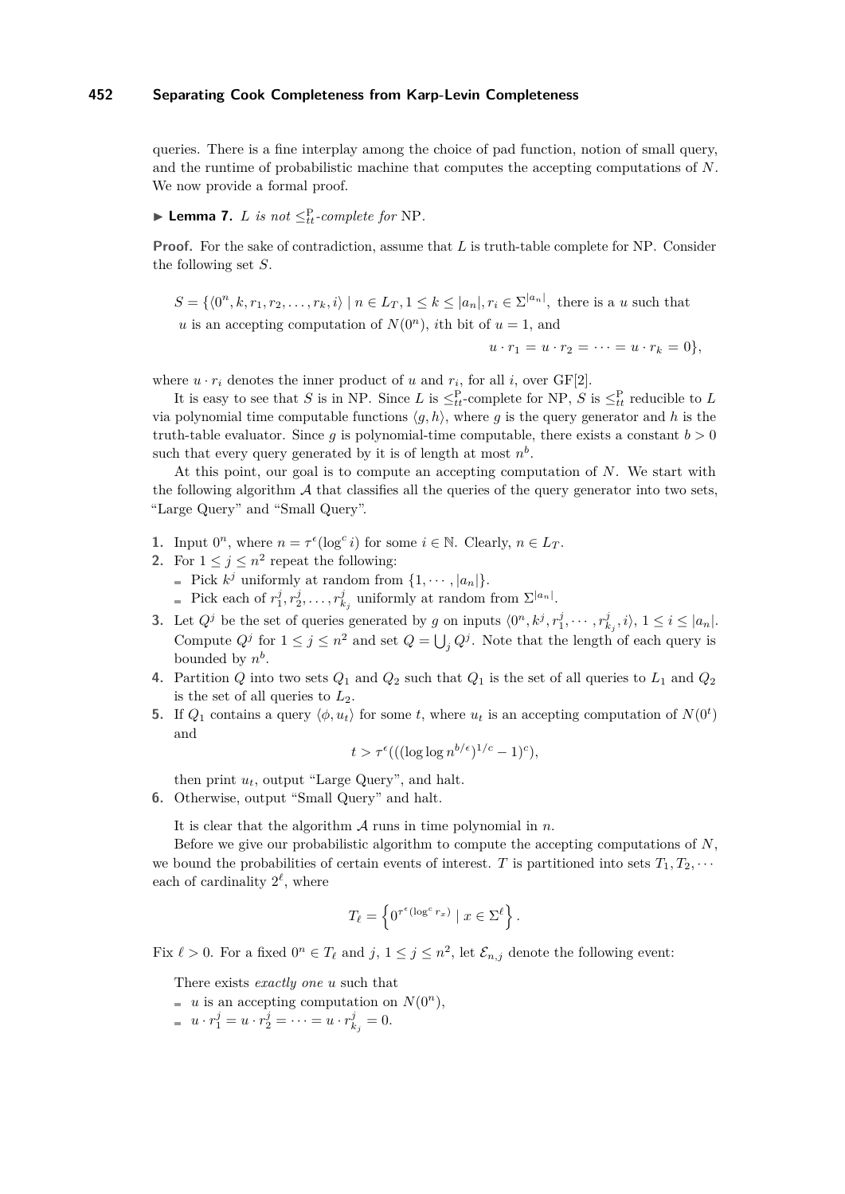queries. There is a fine interplay among the choice of pad function, notion of small query, and the runtime of probabilistic machine that computes the accepting computations of $N$. We now provide a formal proof.

▶ **Lemma 7.** *$L$ is not $\leq_{tt}^{\mathrm{P}}$-complete for* NP.

**Proof.** For the sake of contradiction, assume that $L$ is truth-table complete for NP. Consider the following set $S$.

$$S = \{\langle 0^n, k, r_1, r_2, \ldots, r_k, i\rangle \mid n \in L_T, 1 \leq k \leq |a_n|, r_i \in \Sigma^{|a_n|}, \text{ there is a } u \text{ such that } u \text{ is an accepting computation of } N(0^n), i\text{th bit of } u = 1, \text{ and } u \cdot r_1 = u \cdot r_2 = \cdots = u \cdot r_k = 0\},$$

where $u \cdot r_i$ denotes the inner product of $u$ and $r_i$, for all $i$, over GF[2].

It is easy to see that $S$ is in NP. Since $L$ is $\leq_{tt}^{\mathrm{P}}$-complete for NP, $S$ is $\leq_{tt}^{\mathrm{P}}$ reducible to $L$ via polynomial time computable functions $\langle g, h\rangle$, where $g$ is the query generator and $h$ is the truth-table evaluator. Since $g$ is polynomial-time computable, there exists a constant $b > 0$ such that every query generated by it is of length at most $n^b$.

At this point, our goal is to compute an accepting computation of $N$. We start with the following algorithm $\mathcal{A}$ that classifies all the queries of the query generator into two sets, "Large Query" and "Small Query".

1. Input $0^n$, where $n = \tau^\epsilon(\log^c i)$ for some $i \in \mathbb{N}$. Clearly, $n \in L_T$.
2. For $1 \leq j \leq n^2$ repeat the following:
   - Pick $k^j$ uniformly at random from $\{1, \cdots, |a_n|\}$.
   - Pick each of $r_1^j, r_2^j, \ldots, r_{k_j}^j$ uniformly at random from $\Sigma^{|a_n|}$.
3. Let $Q^j$ be the set of queries generated by $g$ on inputs $\langle 0^n, k^j, r_1^j, \cdots, r_{k_j}^j, i\rangle$, $1 \leq i \leq |a_n|$. Compute $Q^j$ for $1 \leq j \leq n^2$ and set $Q = \bigcup_j Q^j$. Note that the length of each query is bounded by $n^b$.
4. Partition $Q$ into two sets $Q_1$ and $Q_2$ such that $Q_1$ is the set of all queries to $L_1$ and $Q_2$ is the set of all queries to $L_2$.
5. If $Q_1$ contains a query $\langle \phi, u_t\rangle$ for some $t$, where $u_t$ is an accepting computation of $N(0^t)$ and
$$t > \tau^\epsilon(((\log\log n^{b/\epsilon})^{1/c} - 1)^c),$$
then print $u_t$, output "Large Query", and halt.
6. Otherwise, output "Small Query" and halt.

It is clear that the algorithm $\mathcal{A}$ runs in time polynomial in $n$.

Before we give our probabilistic algorithm to compute the accepting computations of $N$, we bound the probabilities of certain events of interest. $T$ is partitioned into sets $T_1, T_2, \cdots$ each of cardinality $2^\ell$, where

$$T_\ell = \left\{0^{\tau^\epsilon(\log^c r_x)} \mid x \in \Sigma^\ell\right\}.$$

Fix $\ell > 0$. For a fixed $0^n \in T_\ell$ and $j$, $1 \leq j \leq n^2$, let $\mathcal{E}_{n,j}$ denote the following event:

There exists *exactly one* $u$ such that

- $u$ is an accepting computation on $N(0^n)$,
- $u \cdot r_1^j = u \cdot r_2^j = \cdots = u \cdot r_{k_j}^j = 0$.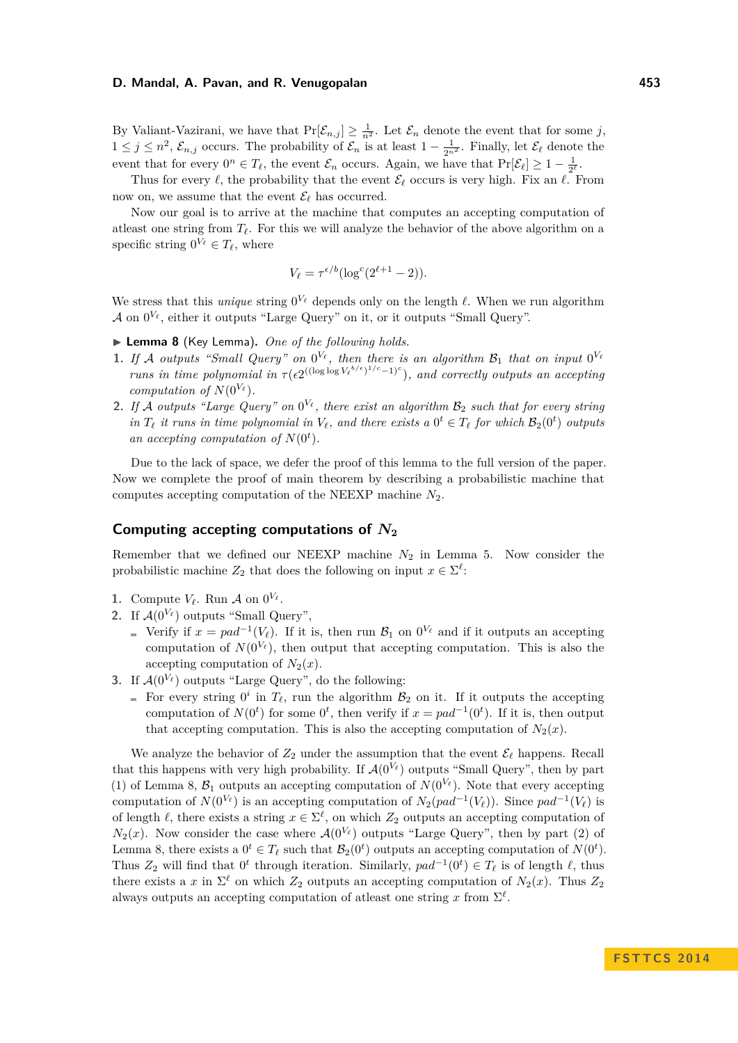By Valiant-Vazirani, we have that $\Pr[\mathcal{E}_{n,j}] \geq \frac{1}{n^2}$. Let $\mathcal{E}_n$ denote the event that for some $j$, $1 \leq j \leq n^2$, $\mathcal{E}_{n,j}$ occurs. The probability of $\mathcal{E}_n$ is at least $1 - \frac{1}{2^{n^2}}$. Finally, let $\mathcal{E}_\ell$ denote the event that for every $0^n \in T_\ell$, the event $\mathcal{E}_n$ occurs. Again, we have that $\Pr[\mathcal{E}_\ell] \geq 1 - \frac{1}{2^\ell}$.

Thus for every $\ell$, the probability that the event $\mathcal{E}_\ell$ occurs is very high. Fix an $\ell$. From now on, we assume that the event $\mathcal{E}_\ell$ has occurred.

Now our goal is to arrive at the machine that computes an accepting computation of atleast one string from $T_\ell$. For this we will analyze the behavior of the above algorithm on a specific string $0^{V_\ell} \in T_\ell$, where

$$V_\ell = \tau^{\epsilon/b}(\log^c(2^{\ell+1} - 2)).$$

We stress that this *unique* string $0^{V_\ell}$ depends only on the length $\ell$. When we run algorithm $\mathcal{A}$ on $0^{V_\ell}$, either it outputs "Large Query" on it, or it outputs "Small Query".

▶ **Lemma 8** (Key Lemma)**.** *One of the following holds.*

1. *If $\mathcal{A}$ outputs "Small Query" on $0^{V_\ell}$, then there is an algorithm $\mathcal{B}_1$ that on input $0^{V_\ell}$ runs in time polynomial in $\tau(\epsilon 2^{((\log\log V_\ell^{b/\epsilon})^{1/c}-1)^c})$, and correctly outputs an accepting computation of $N(0^{V_\ell})$.*
2. *If $\mathcal{A}$ outputs "Large Query" on $0^{V_\ell}$, there exist an algorithm $\mathcal{B}_2$ such that for every string in $T_\ell$ it runs in time polynomial in $V_\ell$, and there exists a $0^t \in T_\ell$ for which $\mathcal{B}_2(0^t)$ outputs an accepting computation of $N(0^t)$.*

Due to the lack of space, we defer the proof of this lemma to the full version of the paper. Now we complete the proof of main theorem by describing a probabilistic machine that computes accepting computation of the NEEXP machine $N_2$.

## Computing accepting computations of $N_2$

Remember that we defined our NEEXP machine $N_2$ in Lemma 5. Now consider the probabilistic machine $Z_2$ that does the following on input $x \in \Sigma^\ell$:

1. Compute $V_\ell$. Run $\mathcal{A}$ on $0^{V_\ell}$.
2. If $\mathcal{A}(0^{V_\ell})$ outputs "Small Query",
   - Verify if $x = pad^{-1}(V_\ell)$. If it is, then run $\mathcal{B}_1$ on $0^{V_\ell}$ and if it outputs an accepting computation of $N(0^{V_\ell})$, then output that accepting computation. This is also the accepting computation of $N_2(x)$.
3. If $\mathcal{A}(0^{V_\ell})$ outputs "Large Query", do the following:
   - For every string $0^i$ in $T_\ell$, run the algorithm $\mathcal{B}_2$ on it. If it outputs the accepting computation of $N(0^t)$ for some $0^t$, then verify if $x = pad^{-1}(0^t)$. If it is, then output that accepting computation. This is also the accepting computation of $N_2(x)$.

We analyze the behavior of $Z_2$ under the assumption that the event $\mathcal{E}_\ell$ happens. Recall that this happens with very high probability. If $\mathcal{A}(0^{V_\ell})$ outputs "Small Query", then by part (1) of Lemma 8, $\mathcal{B}_1$ outputs an accepting computation of $N(0^{V_\ell})$. Note that every accepting computation of $N(0^{V_\ell})$ is an accepting computation of $N_2(pad^{-1}(V_\ell))$. Since $pad^{-1}(V_\ell)$ is of length $\ell$, there exists a string $x \in \Sigma^\ell$, on which $Z_2$ outputs an accepting computation of $N_2(x)$. Now consider the case where $\mathcal{A}(0^{V_\ell})$ outputs "Large Query", then by part (2) of Lemma 8, there exists a $0^t \in T_\ell$ such that $\mathcal{B}_2(0^t)$ outputs an accepting computation of $N(0^t)$. Thus $Z_2$ will find that $0^t$ through iteration. Similarly, $pad^{-1}(0^t) \in T_\ell$ is of length $\ell$, thus there exists a $x$ in $\Sigma^\ell$ on which $Z_2$ outputs an accepting computation of $N_2(x)$. Thus $Z_2$ always outputs an accepting computation of atleast one string $x$ from $\Sigma^\ell$.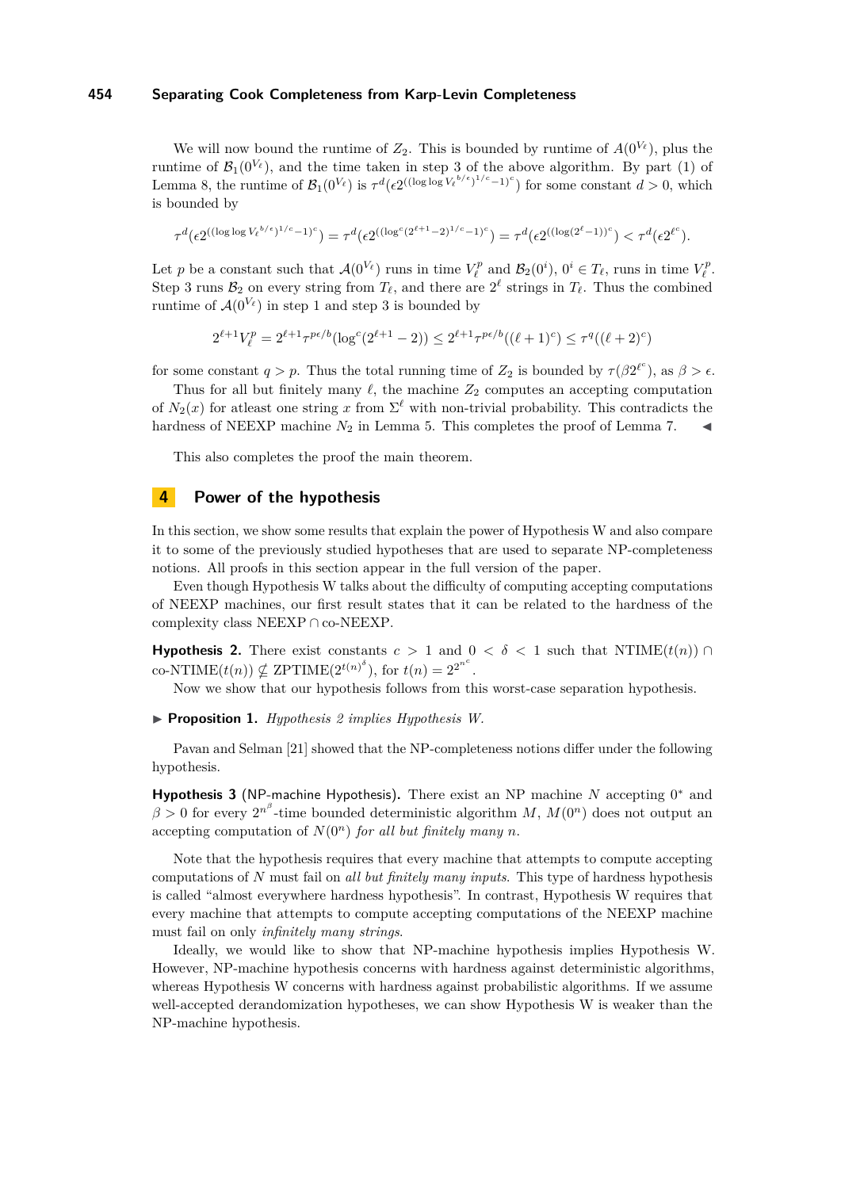We will now bound the runtime of $Z_2$. This is bounded by runtime of $A(0^{V_\ell})$, plus the runtime of $\mathcal{B}_1(0^{V_\ell})$, and the time taken in step 3 of the above algorithm. By part (1) of Lemma 8, the runtime of $\mathcal{B}_1(0^{V_\ell})$ is $\tau^d(\epsilon 2^{((\log\log {V_\ell}^{b/\epsilon})^{1/c}-1)^c})$ for some constant $d > 0$, which is bounded by

$$\tau^d(\epsilon 2^{((\log\log {V_\ell}^{b/\epsilon})^{1/c}-1)^c}) = \tau^d(\epsilon 2^{((\log^c(2^{\ell+1}-2))^{1/c}-1)^c}) = \tau^d(\epsilon 2^{((\log(2^\ell-1))^c}) < \tau^d(\epsilon 2^{\ell^c}).$$

Let $p$ be a constant such that $\mathcal{A}(0^{V_\ell})$ runs in time $V_\ell^p$ and $\mathcal{B}_2(0^i)$, $0^i \in T_\ell$, runs in time $V_\ell^p$. Step 3 runs $\mathcal{B}_2$ on every string from $T_\ell$, and there are $2^\ell$ strings in $T_\ell$. Thus the combined runtime of $\mathcal{A}(0^{V_\ell})$ in step 1 and step 3 is bounded by

$$2^{\ell+1}V_\ell^p = 2^{\ell+1}\tau^{p\epsilon/b}(\log^c(2^{\ell+1}-2)) \leq 2^{\ell+1}\tau^{p\epsilon/b}((\ell+1)^c) \leq \tau^q((\ell+2)^c)$$

for some constant $q > p$. Thus the total running time of $Z_2$ is bounded by $\tau(\beta 2^{\ell^c})$, as $\beta > \epsilon$.

Thus for all but finitely many $\ell$, the machine $Z_2$ computes an accepting computation of $N_2(x)$ for atleast one string $x$ from $\Sigma^\ell$ with non-trivial probability. This contradicts the hardness of NEEXP machine $N_2$ in Lemma 5. This completes the proof of Lemma 7. ◂

This also completes the proof the main theorem.

## 4 Power of the hypothesis

In this section, we show some results that explain the power of Hypothesis W and also compare it to some of the previously studied hypotheses that are used to separate NP-completeness notions. All proofs in this section appear in the full version of the paper.

Even though Hypothesis W talks about the difficulty of computing accepting computations of NEEXP machines, our first result states that it can be related to the hardness of the complexity class NEEXP $\cap$ co-NEEXP.

**Hypothesis 2.** There exist constants $c > 1$ and $0 < \delta < 1$ such that $\text{NTIME}(t(n)) \cap \text{co-NTIME}(t(n)) \not\subseteq \text{ZPTIME}(2^{t(n)^\delta})$, for $t(n) = 2^{2^{n^c}}$.

Now we show that our hypothesis follows from this worst-case separation hypothesis.

▸ **Proposition 1.** *Hypothesis 2 implies Hypothesis W.*

Pavan and Selman [21] showed that the NP-completeness notions differ under the following hypothesis.

**Hypothesis 3** (NP-machine Hypothesis)**.** There exist an NP machine $N$ accepting $0^*$ and $\beta > 0$ for every $2^{n^\beta}$-time bounded deterministic algorithm $M$, $M(0^n)$ does not output an accepting computation of $N(0^n)$ *for all but finitely many* $n$.

Note that the hypothesis requires that every machine that attempts to compute accepting computations of $N$ must fail on *all but finitely many inputs*. This type of hardness hypothesis is called "almost everywhere hardness hypothesis". In contrast, Hypothesis W requires that every machine that attempts to compute accepting computations of the NEEXP machine must fail on only *infinitely many strings*.

Ideally, we would like to show that NP-machine hypothesis implies Hypothesis W. However, NP-machine hypothesis concerns with hardness against deterministic algorithms, whereas Hypothesis W concerns with hardness against probabilistic algorithms. If we assume well-accepted derandomization hypotheses, we can show Hypothesis W is weaker than the NP-machine hypothesis.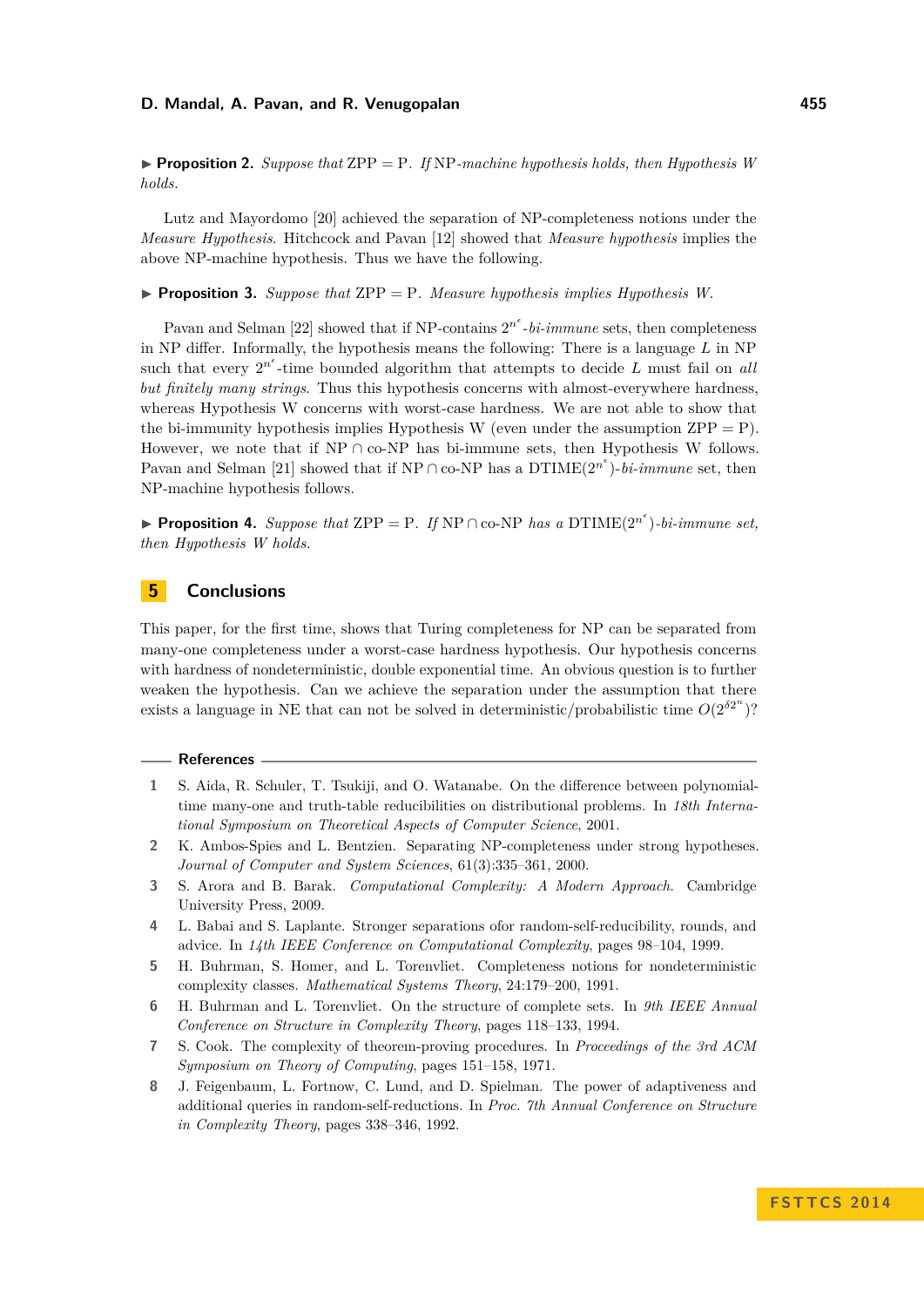▶ **Proposition 2.** *Suppose that* ZPP = P*. If* NP*-machine hypothesis holds, then Hypothesis W holds.*

Lutz and Mayordomo [20] achieved the separation of NP-completeness notions under the *Measure Hypothesis*. Hitchcock and Pavan [12] showed that *Measure hypothesis* implies the above NP-machine hypothesis. Thus we have the following.

▶ **Proposition 3.** *Suppose that* ZPP = P*. Measure hypothesis implies Hypothesis W.*

Pavan and Selman [22] showed that if NP-contains $2^{n^\epsilon}$-*bi-immune* sets, then completeness in NP differ. Informally, the hypothesis means the following: There is a language $L$ in NP such that every $2^{n^\epsilon}$-time bounded algorithm that attempts to decide $L$ must fail on *all but finitely many strings*. Thus this hypothesis concerns with almost-everywhere hardness, whereas Hypothesis W concerns with worst-case hardness. We are not able to show that the bi-immunity hypothesis implies Hypothesis W (even under the assumption ZPP = P). However, we note that if NP ∩ co-NP has bi-immune sets, then Hypothesis W follows. Pavan and Selman [21] showed that if NP ∩ co-NP has a DTIME($2^{n^\epsilon}$)-*bi-immune* set, then NP-machine hypothesis follows.

▶ **Proposition 4.** *Suppose that* ZPP = P*. If* NP ∩ co-NP *has a* DTIME($2^{n^\epsilon}$)*-bi-immune set, then Hypothesis W holds.*

## 5 Conclusions

This paper, for the first time, shows that Turing completeness for NP can be separated from many-one completeness under a worst-case hardness hypothesis. Our hypothesis concerns with hardness of nondeterministic, double exponential time. An obvious question is to further weaken the hypothesis. Can we achieve the separation under the assumption that there exists a language in NE that can not be solved in deterministic/probabilistic time $O(2^{\delta 2^n})$?

## References

1. S. Aida, R. Schuler, T. Tsukiji, and O. Watanabe. On the difference between polynomial-time many-one and truth-table reducibilities on distributional problems. In *18th International Symposium on Theoretical Aspects of Computer Science*, 2001.
2. K. Ambos-Spies and L. Bentzien. Separating NP-completeness under strong hypotheses. *Journal of Computer and System Sciences*, 61(3):335–361, 2000.
3. S. Arora and B. Barak. *Computational Complexity: A Modern Approach*. Cambridge University Press, 2009.
4. L. Babai and S. Laplante. Stronger separations ofor random-self-reducibility, rounds, and advice. In *14th IEEE Conference on Computational Complexity*, pages 98–104, 1999.
5. H. Buhrman, S. Homer, and L. Torenvliet. Completeness notions for nondeterministic complexity classes. *Mathematical Systems Theory*, 24:179–200, 1991.
6. H. Buhrman and L. Torenvliet. On the structure of complete sets. In *9th IEEE Annual Conference on Structure in Complexity Theory*, pages 118–133, 1994.
7. S. Cook. The complexity of theorem-proving procedures. In *Proceedings of the 3rd ACM Symposium on Theory of Computing*, pages 151–158, 1971.
8. J. Feigenbaum, L. Fortnow, C. Lund, and D. Spielman. The power of adaptiveness and additional queries in random-self-reductions. In *Proc. 7th Annual Conference on Structure in Complexity Theory*, pages 338–346, 1992.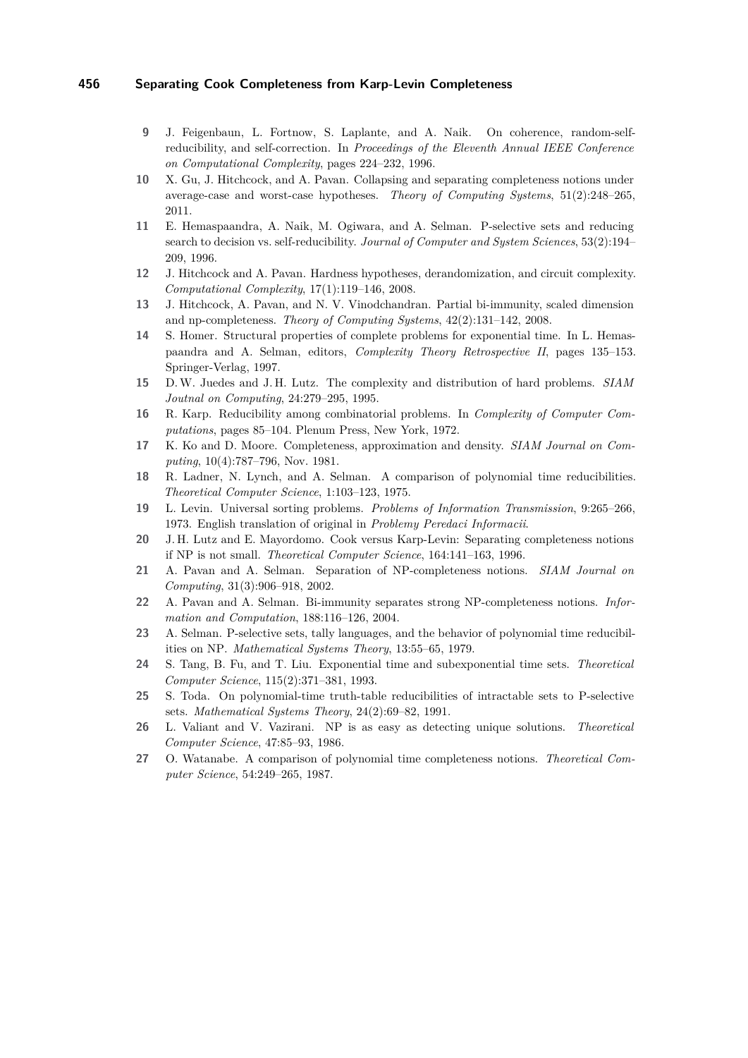9. J. Feigenbaun, L. Fortnow, S. Laplante, and A. Naik. On coherence, random-self-reducibility, and self-correction. In *Proceedings of the Eleventh Annual IEEE Conference on Computational Complexity*, pages 224–232, 1996.
10. X. Gu, J. Hitchcock, and A. Pavan. Collapsing and separating completeness notions under average-case and worst-case hypotheses. *Theory of Computing Systems*, 51(2):248–265, 2011.
11. E. Hemaspaandra, A. Naik, M. Ogiwara, and A. Selman. P-selective sets and reducing search to decision vs. self-reducibility. *Journal of Computer and System Sciences*, 53(2):194–209, 1996.
12. J. Hitchcock and A. Pavan. Hardness hypotheses, derandomization, and circuit complexity. *Computational Complexity*, 17(1):119–146, 2008.
13. J. Hitchcock, A. Pavan, and N. V. Vinodchandran. Partial bi-immunity, scaled dimension and np-completeness. *Theory of Computing Systems*, 42(2):131–142, 2008.
14. S. Homer. Structural properties of complete problems for exponential time. In L. Hemaspaandra and A. Selman, editors, *Complexity Theory Retrospective II*, pages 135–153. Springer-Verlag, 1997.
15. D.W. Juedes and J.H. Lutz. The complexity and distribution of hard problems. *SIAM Joutnal on Computing*, 24:279–295, 1995.
16. R. Karp. Reducibility among combinatorial problems. In *Complexity of Computer Computations*, pages 85–104. Plenum Press, New York, 1972.
17. K. Ko and D. Moore. Completeness, approximation and density. *SIAM Journal on Computing*, 10(4):787–796, Nov. 1981.
18. R. Ladner, N. Lynch, and A. Selman. A comparison of polynomial time reducibilities. *Theoretical Computer Science*, 1:103–123, 1975.
19. L. Levin. Universal sorting problems. *Problems of Information Transmission*, 9:265–266, 1973. English translation of original in *Problemy Peredaci Informacii*.
20. J.H. Lutz and E. Mayordomo. Cook versus Karp-Levin: Separating completeness notions if NP is not small. *Theoretical Computer Science*, 164:141–163, 1996.
21. A. Pavan and A. Selman. Separation of NP-completeness notions. *SIAM Journal on Computing*, 31(3):906–918, 2002.
22. A. Pavan and A. Selman. Bi-immunity separates strong NP-completeness notions. *Information and Computation*, 188:116–126, 2004.
23. A. Selman. P-selective sets, tally languages, and the behavior of polynomial time reducibilities on NP. *Mathematical Systems Theory*, 13:55–65, 1979.
24. S. Tang, B. Fu, and T. Liu. Exponential time and subexponential time sets. *Theoretical Computer Science*, 115(2):371–381, 1993.
25. S. Toda. On polynomial-time truth-table reducibilities of intractable sets to P-selective sets. *Mathematical Systems Theory*, 24(2):69–82, 1991.
26. L. Valiant and V. Vazirani. NP is as easy as detecting unique solutions. *Theoretical Computer Science*, 47:85–93, 1986.
27. O. Watanabe. A comparison of polynomial time completeness notions. *Theoretical Computer Science*, 54:249–265, 1987.